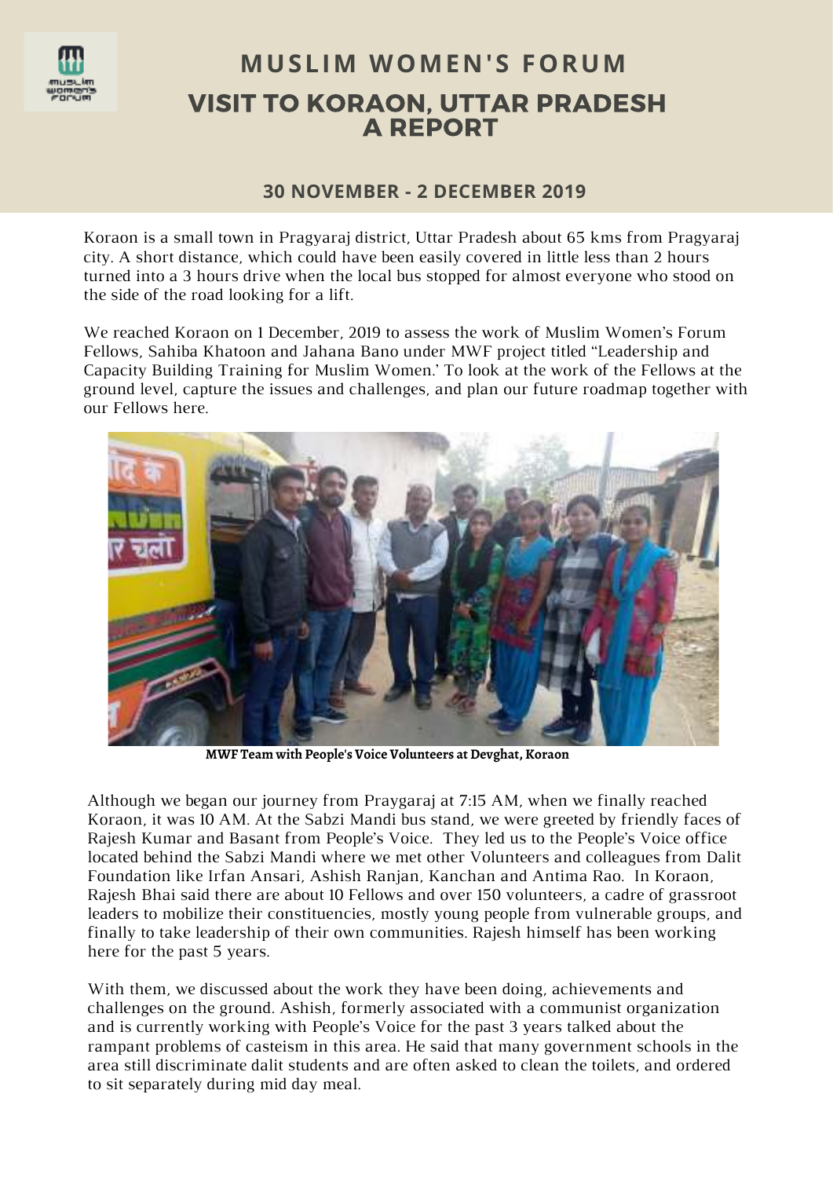# MUSLIM WOMEN'S FORUM

## VISIT TO KORAON, UTTAR PRADESH A REPORT

### 30 NOVEMBER - 2 DECEMBER 2019

Koraon is a small town in Pragyaraj district, Uttar Pradesh about 65 kms from Pragyaraj city. A short distance, which could have been easily covered in little less than 2 hours turned into a 3 hours drive when the local bus stopped for almost everyone who stood on the side of the road looking for a lift.

We reached Koraon on 1 December, 2019 to assess the work of Muslim Women's Forum Fellows, Sahiba Khatoon and Jahana Bano under MWF project titled "Leadership and Capacity Building Training for Muslim Women.' To look at the work of the Fellows at the ground level, capture the issues and challenges, and plan our future roadmap together with our Fellows here.

MWF Team with People's Voice Volunteers at Devghat, Koraon

Although we began our journey from Praygaraj at 7:15 AM, when we finally reached Koraon, it was 10 AM. At the Sabzi Mandi bus stand, we were greeted by friendly faces of Rajesh Kumar and Basant from People's Voice. They led us to the People's Voice office located behind the Sabzi Mandi where we met other Volunteers and colleagues from Dalit Foundation like Irfan Ansari, Ashish Ranjan, Kanchan and Antima Rao. In Koraon, Rajesh Bhai said there are about 10 Fellows and over 150 volunteers, a cadre of grassroot leaders to mobilize their constituencies, mostly young people from vulnerable groups, and finally to take leadership of their own communities. Rajesh himself has been working here for the past 5 years.

With them, we discussed about the work they have been doing, achievements and challenges on the ground. Ashish, formerly associated with a communist organization and is currently working with People's Voice for the past 3 years talked about the rampant problems of casteism in this area. He said that many government schools in the area still discriminate dalit students and are often asked to clean the toilets, and ordered to sit separately during mid day meal.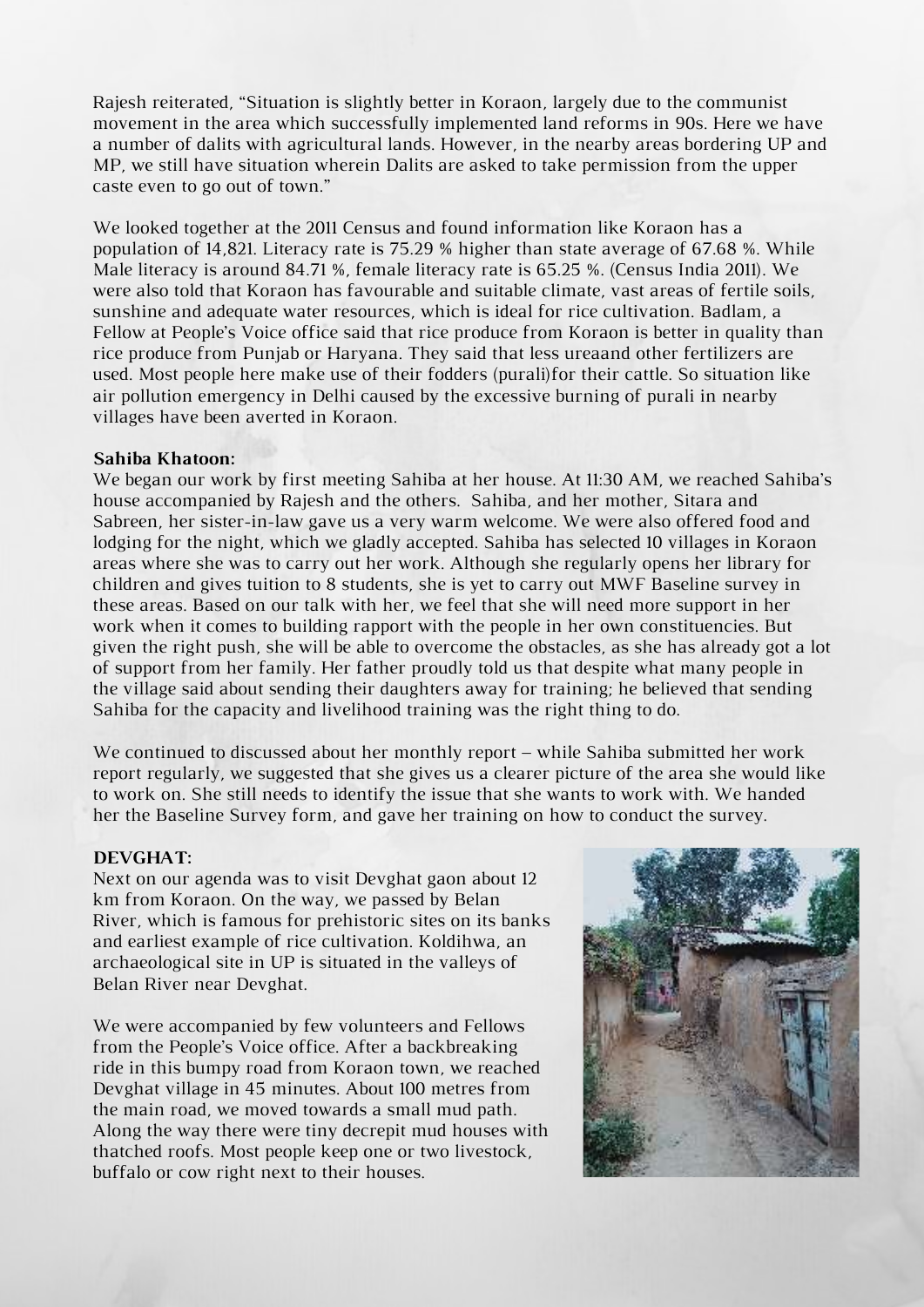Rajesh reiterated, "Situation is slightly better in Koraon, largely due to the communist movement in the area which successfully implemented land reforms in 90s. Here we have a number of dalits with agricultural lands. However, in the nearby areas bordering UP and MP, we still have situation wherein Dalits are asked to take permission from the upper caste even to go out of town."

We looked together at the 2011 Census and found information like Koraon has a population of 14,821. Literacy rate is 75.29 % higher than state average of 67.68 %. While Male literacy is around 84.71 %, female literacy rate is 65.25 %. (Census India 2011). We were also told that Koraon has favourable and suitable climate, vast areas of fertile soils, sunshine and adequate water resources, which is ideal for rice cultivation. Badlam, a Fellow at People's Voice office said that rice produce from Koraon is better in quality than rice produce from Punjab or Haryana. They said that less ureaand other fertilizers are used. Most people here make use of their fodders (purali)for their cattle. So situation like air pollution emergency in Delhi caused by the excessive burning of purali in nearby villages have been averted in Koraon.

**Sahiba Khatoon:**

We began our work by first meeting Sahiba at her house. At 11:30 AM, we reached Sahiba's house accompanied by Rajesh and the others. Sahiba, and her mother, Sitara and Sabreen, her sister-in-law gave us a very warm welcome. We were also offered food and lodging for the night, which we gladly accepted. Sahiba has selected 10 villages in Koraon areas where she was to carry out her work. Although she regularly opens her library for children and gives tuition to 8 students, she is yet to carry out MWF Baseline survey in these areas. Based on our talk with her, we feel that she will need more support in her work when it comes to building rapport with the people in her own constituencies. But given the right push, she will be able to overcome the obstacles, as she has already got a lot of support from her family. Her father proudly told us that despite what many people in the village said about sending their daughters away for training; he believed that sending Sahiba for the capacity and livelihood training was the right thing to do.

We continued to discussed about her monthly report – while Sahiba submitted her work report regularly, we suggested that she gives us a clearer picture of the area she would like to work on. She still needs to identify the issue that she wants to work with. We handed her the Baseline Survey form, and gave her training on how to conduct the survey.

**DEVGHAT:**

Next on our agenda was to visit Devghat gaon about 12 km from Koraon. On the way, we passed by Belan River, which is famous for prehistoric sites on its banks and earliest example of rice cultivation. Koldihwa, an archaeological site in UP is situated in the valleys of Belan River near Devghat.

We were accompanied by few volunteers and Fellows from the People's Voice office. After a backbreaking ride in this bumpy road from Koraon town, we reached Devghat village in 45 minutes. About 100 metres from the main road, we moved towards a small mud path. Along the way there were tiny decrepit mud houses with thatched roofs. Most people keep one or two livestock, buffalo or cow right next to their houses.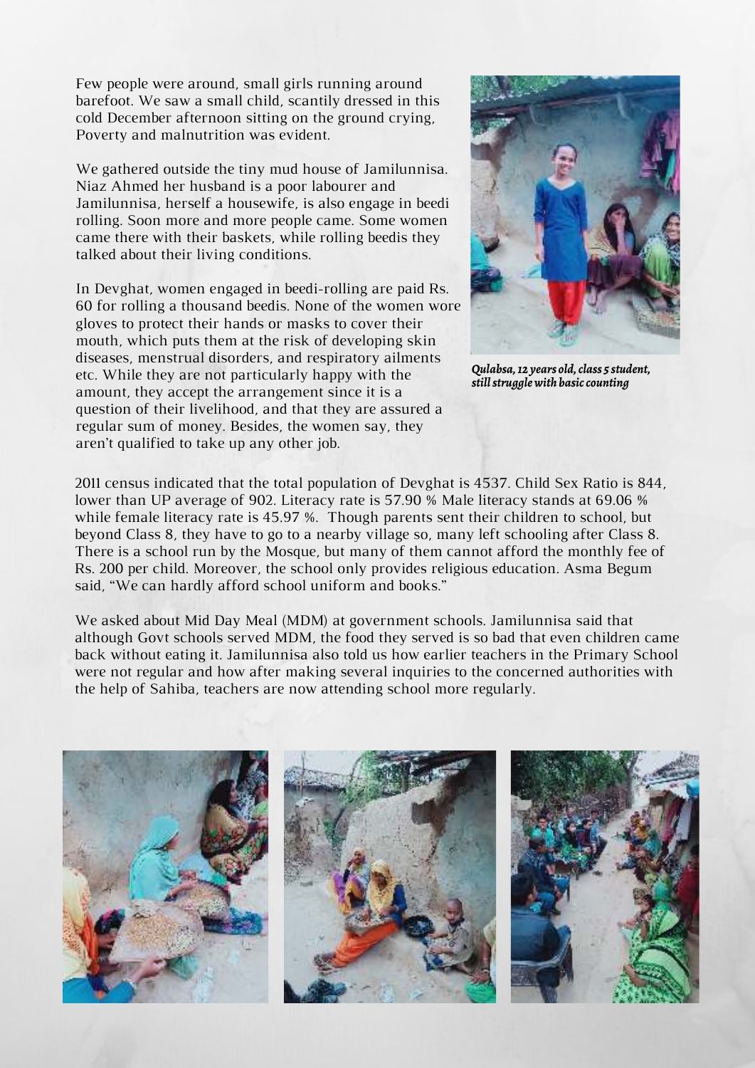Few people were around, small girls running around barefoot. We saw a small child, scantily dressed in this cold December afternoon sitting on the ground crying, Poverty and malnutrition was evident.

We gathered outside the tiny mud house of Jamilunnisa. Niaz Ahmed her husband is a poor labourer and Jamilunnisa, herself a housewife, is also engage in beedi rolling. Soon more and more people came. Some women came there with their baskets, while rolling beedis they talked about their living conditions.

In Devghat, women engaged in beedi-rolling are paid Rs. 60 for rolling a thousand beedis. None of the women wore gloves to protect their hands or masks to cover their mouth, which puts them at the risk of developing skin diseases, menstrual disorders, and respiratory ailments etc. While they are not particularly happy with the amount, they accept the arrangement since it is a question of their livelihood, and that they are assured a regular sum of money. Besides, the women say, they aren't qualified to take up any other job.

*Qulabsa, 12 years old, class 5 student, still struggle with basic counting*

2011 census indicated that the total population of Devghat is 4537. Child Sex Ratio is 844, lower than UP average of 902. Literacy rate is 57.90 % Male literacy stands at 69.06 % while female literacy rate is 45.97 %. Though parents sent their children to school, but beyond Class 8, they have to go to a nearby village so, many left schooling after Class 8. There is a school run by the Mosque, but many of them cannot afford the monthly fee of Rs. 200 per child. Moreover, the school only provides religious education. Asma Begum said, "We can hardly afford school uniform and books."

We asked about Mid Day Meal (MDM) at government schools. Jamilunnisa said that although Govt schools served MDM, the food they served is so bad that even children came back without eating it. Jamilunnisa also told us how earlier teachers in the Primary School were not regular and how after making several inquiries to the concerned authorities with the help of Sahiba, teachers are now attending school more regularly.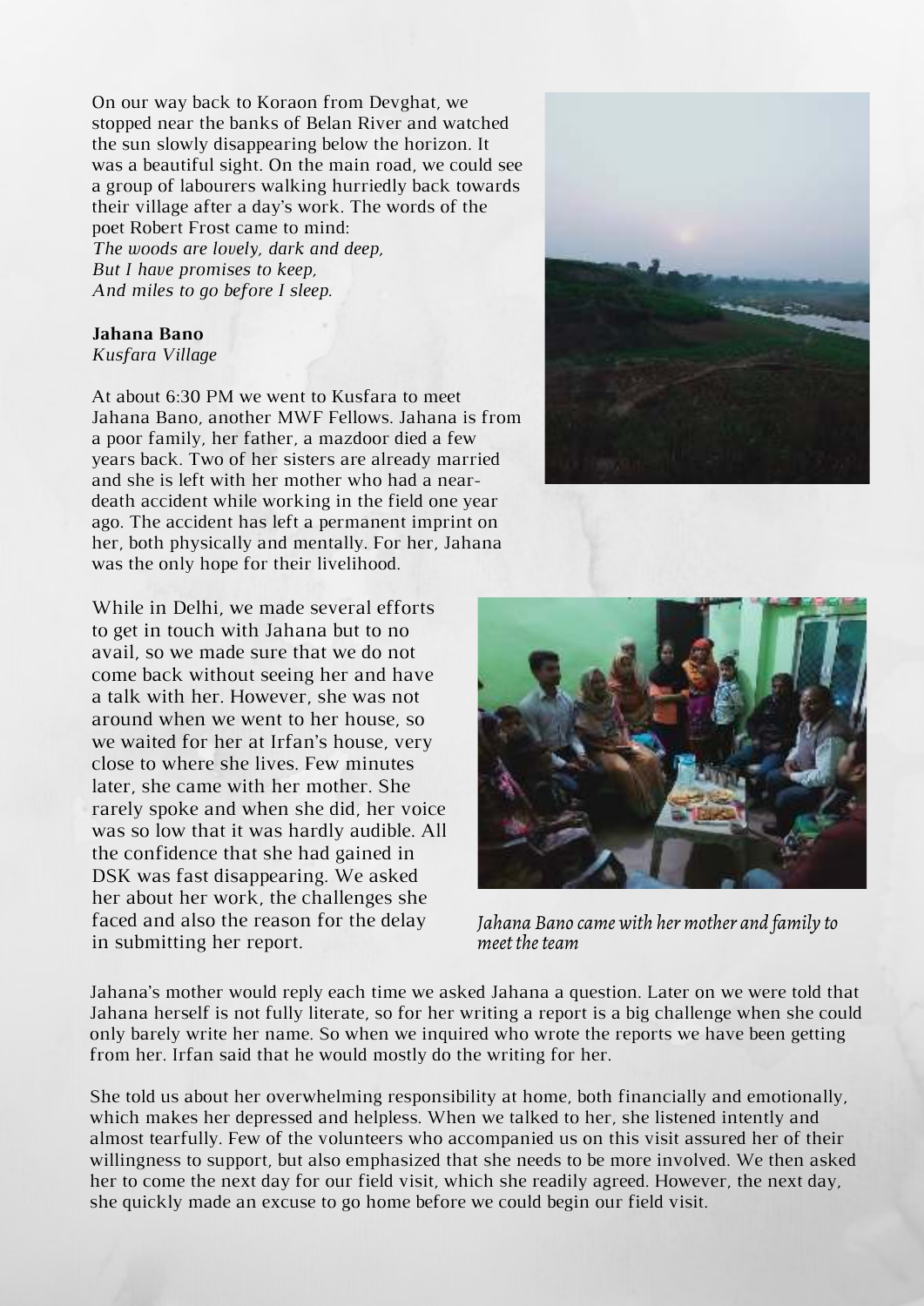On our way back to Koraon from Devghat, we stopped near the banks of Belan River and watched the sun slowly disappearing below the horizon. It was a beautiful sight. On the main road, we could see a group of labourers walking hurriedly back towards their village after a day's work. The words of the poet Robert Frost came to mind:
*The woods are lovely, dark and deep,*
*But I have promises to keep,*
*And miles to go before I sleep.*

**Jahana Bano**
*Kusfara Village*

At about 6:30 PM we went to Kusfara to meet Jahana Bano, another MWF Fellows. Jahana is from a poor family, her father, a mazdoor died a few years back. Two of her sisters are already married and she is left with her mother who had a near-death accident while working in the field one year ago. The accident has left a permanent imprint on her, both physically and mentally. For her, Jahana was the only hope for their livelihood.

While in Delhi, we made several efforts to get in touch with Jahana but to no avail, so we made sure that we do not come back without seeing her and have a talk with her. However, she was not around when we went to her house, so we waited for her at Irfan's house, very close to where she lives. Few minutes later, she came with her mother. She rarely spoke and when she did, her voice was so low that it was hardly audible. All the confidence that she had gained in DSK was fast disappearing. We asked her about her work, the challenges she faced and also the reason for the delay in submitting her report.

*Jahana Bano came with her mother and family to meet the team*

Jahana's mother would reply each time we asked Jahana a question. Later on we were told that Jahana herself is not fully literate, so for her writing a report is a big challenge when she could only barely write her name. So when we inquired who wrote the reports we have been getting from her. Irfan said that he would mostly do the writing for her.

She told us about her overwhelming responsibility at home, both financially and emotionally, which makes her depressed and helpless. When we talked to her, she listened intently and almost tearfully. Few of the volunteers who accompanied us on this visit assured her of their willingness to support, but also emphasized that she needs to be more involved. We then asked her to come the next day for our field visit, which she readily agreed. However, the next day, she quickly made an excuse to go home before we could begin our field visit.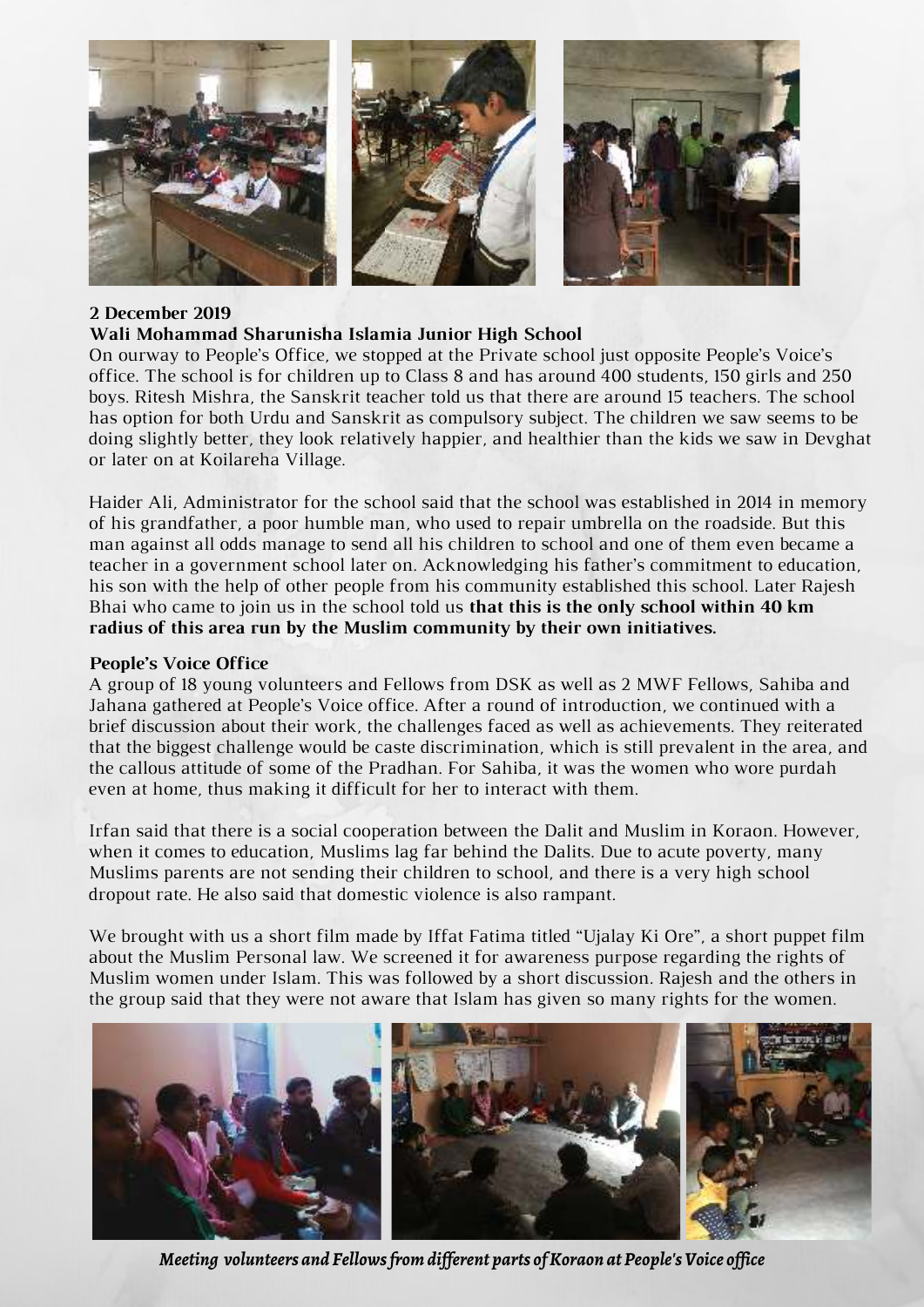**2 December 2019**

**Wali Mohammad Sharunisha Islamia Junior High School**

On ourway to People's Office, we stopped at the Private school just opposite People's Voice's office. The school is for children up to Class 8 and has around 400 students, 150 girls and 250 boys. Ritesh Mishra, the Sanskrit teacher told us that there are around 15 teachers. The school has option for both Urdu and Sanskrit as compulsory subject. The children we saw seems to be doing slightly better, they look relatively happier, and healthier than the kids we saw in Devghat or later on at Koilareha Village.

Haider Ali, Administrator for the school said that the school was established in 2014 in memory of his grandfather, a poor humble man, who used to repair umbrella on the roadside. But this man against all odds manage to send all his children to school and one of them even became a teacher in a government school later on. Acknowledging his father's commitment to education, his son with the help of other people from his community established this school. Later Rajesh Bhai who came to join us in the school told us **that this is the only school within 40 km radius of this area run by the Muslim community by their own initiatives.**

**People's Voice Office**

A group of 18 young volunteers and Fellows from DSK as well as 2 MWF Fellows, Sahiba and Jahana gathered at People's Voice office. After a round of introduction, we continued with a brief discussion about their work, the challenges faced as well as achievements. They reiterated that the biggest challenge would be caste discrimination, which is still prevalent in the area, and the callous attitude of some of the Pradhan. For Sahiba, it was the women who wore purdah even at home, thus making it difficult for her to interact with them.

Irfan said that there is a social cooperation between the Dalit and Muslim in Koraon. However, when it comes to education, Muslims lag far behind the Dalits. Due to acute poverty, many Muslims parents are not sending their children to school, and there is a very high school dropout rate. He also said that domestic violence is also rampant.

We brought with us a short film made by Iffat Fatima titled "Ujalay Ki Ore", a short puppet film about the Muslim Personal law. We screened it for awareness purpose regarding the rights of Muslim women under Islam. This was followed by a short discussion. Rajesh and the others in the group said that they were not aware that Islam has given so many rights for the women.

*Meeting volunteers and Fellows from different parts of Koraon at People's Voice office*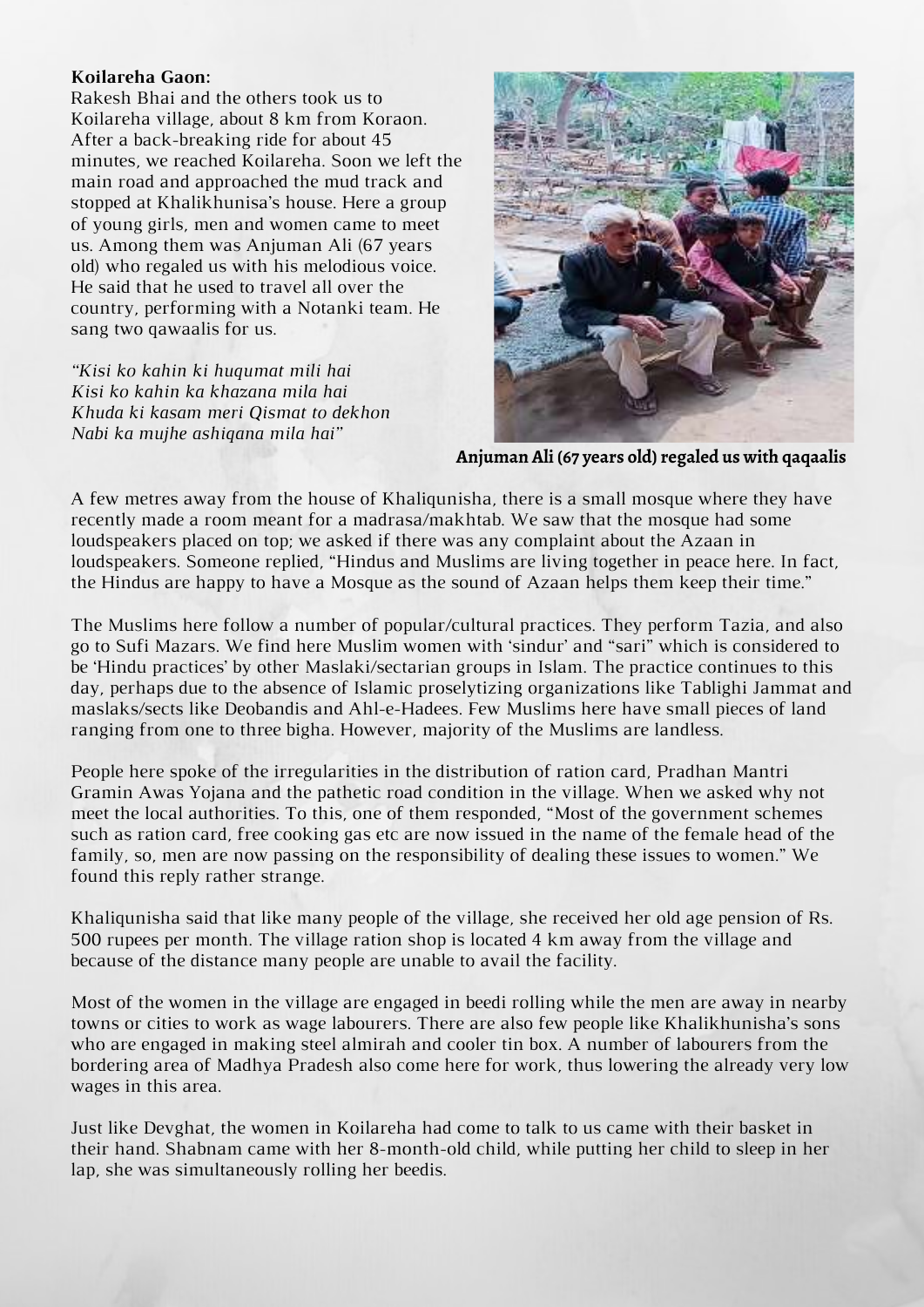**Koilareha Gaon:**
Rakesh Bhai and the others took us to Koilareha village, about 8 km from Koraon. After a back-breaking ride for about 45 minutes, we reached Koilareha. Soon we left the main road and approached the mud track and stopped at Khalikhunisa's house. Here a group of young girls, men and women came to meet us. Among them was Anjuman Ali (67 years old) who regaled us with his melodious voice. He said that he used to travel all over the country, performing with a Notanki team. He sang two qawaalis for us.

*"Kisi ko kahin ki huqumat mili hai*
*Kisi ko kahin ka khazana mila hai*
*Khuda ki kasam meri Qismat to dekhon*
*Nabi ka mujhe ashiqana mila hai"*

**Anjuman Ali (67 years old) regaled us with qaqaalis**

A few metres away from the house of Khaliqunisha, there is a small mosque where they have recently made a room meant for a madrasa/makhtab. We saw that the mosque had some loudspeakers placed on top; we asked if there was any complaint about the Azaan in loudspeakers. Someone replied, "Hindus and Muslims are living together in peace here. In fact, the Hindus are happy to have a Mosque as the sound of Azaan helps them keep their time."

The Muslims here follow a number of popular/cultural practices. They perform Tazia, and also go to Sufi Mazars. We find here Muslim women with 'sindur' and "sari" which is considered to be 'Hindu practices' by other Maslaki/sectarian groups in Islam. The practice continues to this day, perhaps due to the absence of Islamic proselytizing organizations like Tablighi Jammat and maslaks/sects like Deobandis and Ahl-e-Hadees. Few Muslims here have small pieces of land ranging from one to three bigha. However, majority of the Muslims are landless.

People here spoke of the irregularities in the distribution of ration card, Pradhan Mantri Gramin Awas Yojana and the pathetic road condition in the village. When we asked why not meet the local authorities. To this, one of them responded, "Most of the government schemes such as ration card, free cooking gas etc are now issued in the name of the female head of the family, so, men are now passing on the responsibility of dealing these issues to women." We found this reply rather strange.

Khaliqunisha said that like many people of the village, she received her old age pension of Rs. 500 rupees per month. The village ration shop is located 4 km away from the village and because of the distance many people are unable to avail the facility.

Most of the women in the village are engaged in beedi rolling while the men are away in nearby towns or cities to work as wage labourers. There are also few people like Khalikhunisha's sons who are engaged in making steel almirah and cooler tin box. A number of labourers from the bordering area of Madhya Pradesh also come here for work, thus lowering the already very low wages in this area.

Just like Devghat, the women in Koilareha had come to talk to us came with their basket in their hand. Shabnam came with her 8-month-old child, while putting her child to sleep in her lap, she was simultaneously rolling her beedis.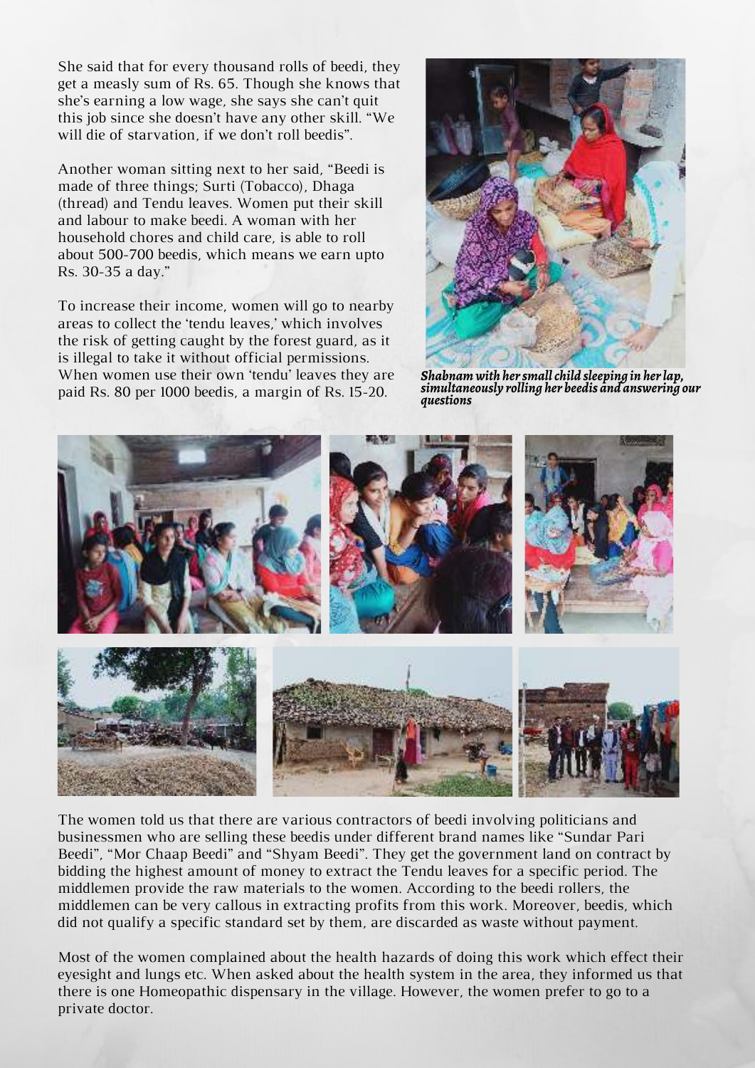She said that for every thousand rolls of beedi, they get a measly sum of Rs. 65. Though she knows that she's earning a low wage, she says she can't quit this job since she doesn't have any other skill. "We will die of starvation, if we don't roll beedis".

Another woman sitting next to her said, "Beedi is made of three things; Surti (Tobacco), Dhaga (thread) and Tendu leaves. Women put their skill and labour to make beedi. A woman with her household chores and child care, is able to roll about 500-700 beedis, which means we earn upto Rs. 30-35 a day."

To increase their income, women will go to nearby areas to collect the 'tendu leaves,' which involves the risk of getting caught by the forest guard, as it is illegal to take it without official permissions. When women use their own 'tendu' leaves they are paid Rs. 80 per 1000 beedis, a margin of Rs. 15-20.

*Shabnam with her small child sleeping in her lap, simultaneously rolling her beedis and answering our questions*

The women told us that there are various contractors of beedi involving politicians and businessmen who are selling these beedis under different brand names like "Sundar Pari Beedi", "Mor Chaap Beedi" and "Shyam Beedi". They get the government land on contract by bidding the highest amount of money to extract the Tendu leaves for a specific period. The middlemen provide the raw materials to the women. According to the beedi rollers, the middlemen can be very callous in extracting profits from this work. Moreover, beedis, which did not qualify a specific standard set by them, are discarded as waste without payment.

Most of the women complained about the health hazards of doing this work which effect their eyesight and lungs etc. When asked about the health system in the area, they informed us that there is one Homeopathic dispensary in the village. However, the women prefer to go to a private doctor.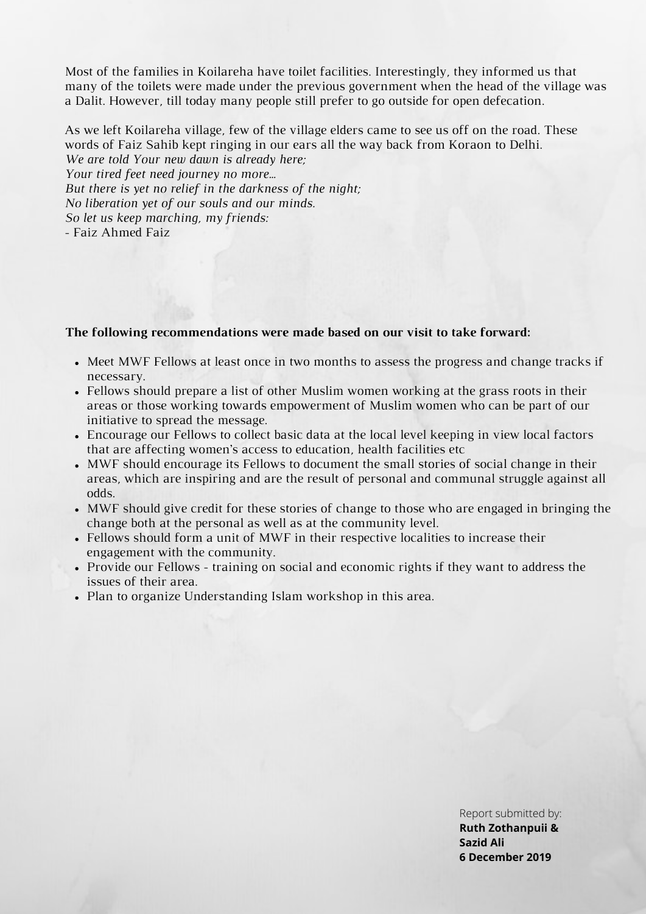Most of the families in Koilareha have toilet facilities. Interestingly, they informed us that many of the toilets were made under the previous government when the head of the village was a Dalit. However, till today many people still prefer to go outside for open defecation.

As we left Koilareha village, few of the village elders came to see us off on the road. These words of Faiz Sahib kept ringing in our ears all the way back from Koraon to Delhi.
*We are told Your new dawn is already here;*
*Your tired feet need journey no more…*
*But there is yet no relief in the darkness of the night;*
*No liberation yet of our souls and our minds.*
*So let us keep marching, my friends:*
- Faiz Ahmed Faiz

**The following recommendations were made based on our visit to take forward:**

- Meet MWF Fellows at least once in two months to assess the progress and change tracks if necessary.
- Fellows should prepare a list of other Muslim women working at the grass roots in their areas or those working towards empowerment of Muslim women who can be part of our initiative to spread the message.
- Encourage our Fellows to collect basic data at the local level keeping in view local factors that are affecting women's access to education, health facilities etc
- MWF should encourage its Fellows to document the small stories of social change in their areas, which are inspiring and are the result of personal and communal struggle against all odds.
- MWF should give credit for these stories of change to those who are engaged in bringing the change both at the personal as well as at the community level.
- Fellows should form a unit of MWF in their respective localities to increase their engagement with the community.
- Provide our Fellows - training on social and economic rights if they want to address the issues of their area.
- Plan to organize Understanding Islam workshop in this area.

Report submitted by:
**Ruth Zothanpuii &**
**Sazid Ali**
**6 December 2019**